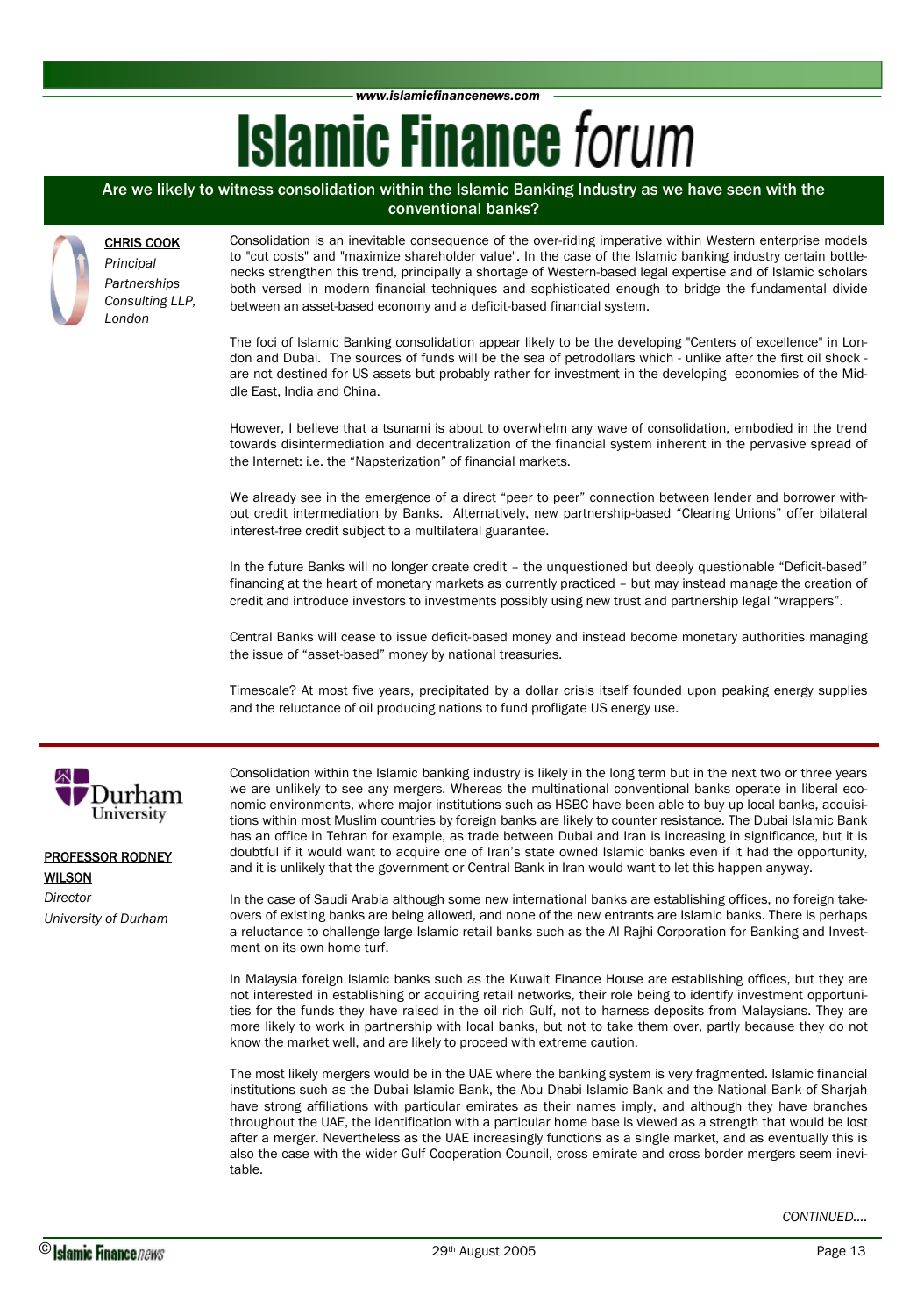# Islamic Finance *forum*

## Are we likely to witness consolidation within the Islamic Banking Industry as we have seen with the conventional banks?

**CHRIS COOK**
*Principal*
*Partnerships Consulting LLP, London*

Consolidation is an inevitable consequence of the over-riding imperative within Western enterprise models to "cut costs" and "maximize shareholder value". In the case of the Islamic banking industry certain bottlenecks strengthen this trend, principally a shortage of Western-based legal expertise and of Islamic scholars both versed in modern financial techniques and sophisticated enough to bridge the fundamental divide between an asset-based economy and a deficit-based financial system.

The foci of Islamic Banking consolidation appear likely to be the developing "Centers of excellence" in London and Dubai. The sources of funds will be the sea of petrodollars which - unlike after the first oil shock - are not destined for US assets but probably rather for investment in the developing economies of the Middle East, India and China.

However, I believe that a tsunami is about to overwhelm any wave of consolidation, embodied in the trend towards disintermediation and decentralization of the financial system inherent in the pervasive spread of the Internet: i.e. the "Napsterization" of financial markets.

We already see in the emergence of a direct "peer to peer" connection between lender and borrower without credit intermediation by Banks. Alternatively, new partnership-based "Clearing Unions" offer bilateral interest-free credit subject to a multilateral guarantee.

In the future Banks will no longer create credit – the unquestioned but deeply questionable "Deficit-based" financing at the heart of monetary markets as currently practiced – but may instead manage the creation of credit and introduce investors to investments possibly using new trust and partnership legal "wrappers".

Central Banks will cease to issue deficit-based money and instead become monetary authorities managing the issue of "asset-based" money by national treasuries.

Timescale? At most five years, precipitated by a dollar crisis itself founded upon peaking energy supplies and the reluctance of oil producing nations to fund profligate US energy use.

---

Durham University

**PROFESSOR RODNEY WILSON**
*Director*
*University of Durham*

Consolidation within the Islamic banking industry is likely in the long term but in the next two or three years we are unlikely to see any mergers. Whereas the multinational conventional banks operate in liberal economic environments, where major institutions such as HSBC have been able to buy up local banks, acquisitions within most Muslim countries by foreign banks are likely to counter resistance. The Dubai Islamic Bank has an office in Tehran for example, as trade between Dubai and Iran is increasing in significance, but it is doubtful if it would want to acquire one of Iran's state owned Islamic banks even if it had the opportunity, and it is unlikely that the government or Central Bank in Iran would want to let this happen anyway.

In the case of Saudi Arabia although some new international banks are establishing offices, no foreign takeovers of existing banks are being allowed, and none of the new entrants are Islamic banks. There is perhaps a reluctance to challenge large Islamic retail banks such as the Al Rajhi Corporation for Banking and Investment on its own home turf.

In Malaysia foreign Islamic banks such as the Kuwait Finance House are establishing offices, but they are not interested in establishing or acquiring retail networks, their role being to identify investment opportunities for the funds they have raised in the oil rich Gulf, not to harness deposits from Malaysians. They are more likely to work in partnership with local banks, but not to take them over, partly because they do not know the market well, and are likely to proceed with extreme caution.

The most likely mergers would be in the UAE where the banking system is very fragmented. Islamic financial institutions such as the Dubai Islamic Bank, the Abu Dhabi Islamic Bank and the National Bank of Sharjah have strong affiliations with particular emirates as their names imply, and although they have branches throughout the UAE, the identification with a particular home base is viewed as a strength that would be lost after a merger. Nevertheless as the UAE increasingly functions as a single market, and as eventually this is also the case with the wider Gulf Cooperation Council, cross emirate and cross border mergers seem inevitable.

*CONTINUED….*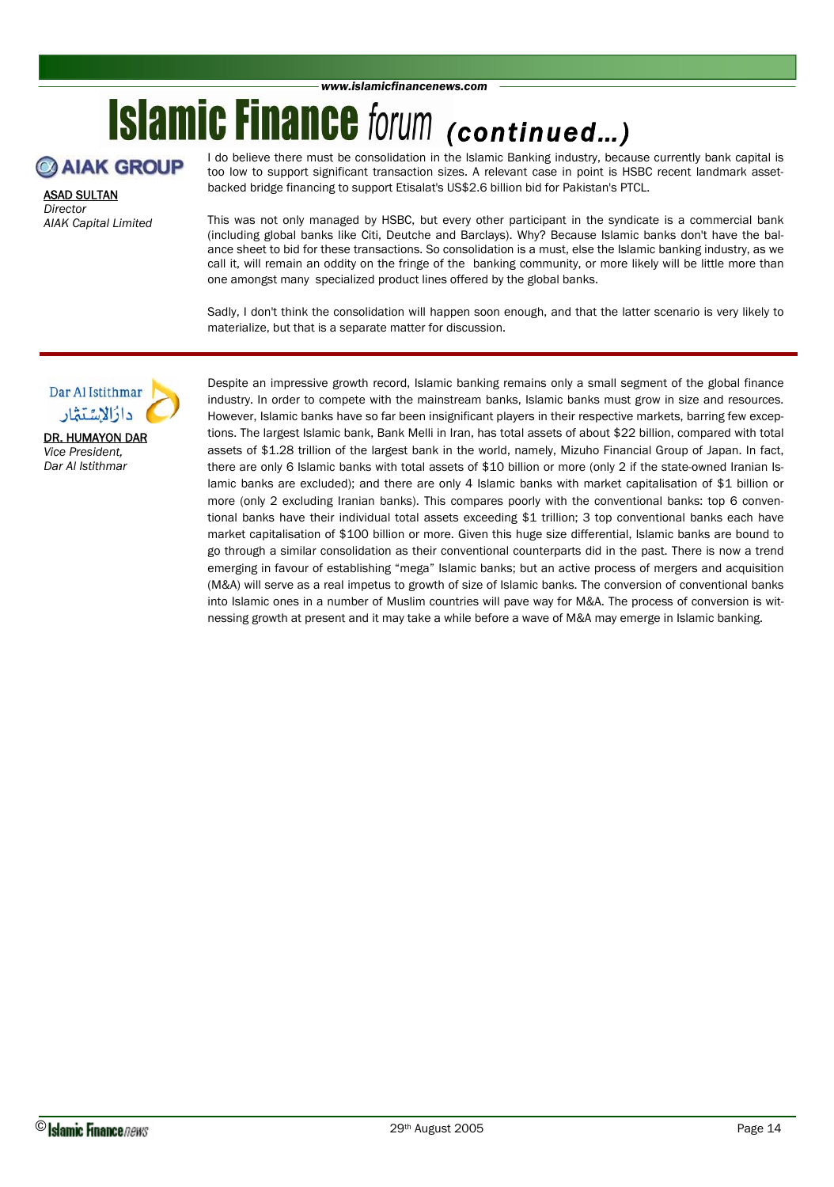# Islamic Finance *forum* *(continued...)*

AIAK GROUP

**ASAD SULTAN**
*Director*
*AIAK Capital Limited*

I do believe there must be consolidation in the Islamic Banking industry, because currently bank capital is too low to support significant transaction sizes. A relevant case in point is HSBC recent landmark asset-backed bridge financing to support Etisalat's US$2.6 billion bid for Pakistan's PTCL.

This was not only managed by HSBC, but every other participant in the syndicate is a commercial bank (including global banks like Citi, Deutche and Barclays). Why? Because Islamic banks don't have the balance sheet to bid for these transactions. So consolidation is a must, else the Islamic banking industry, as we call it, will remain an oddity on the fringe of the banking community, or more likely will be little more than one amongst many specialized product lines offered by the global banks.

Sadly, I don't think the consolidation will happen soon enough, and that the latter scenario is very likely to materialize, but that is a separate matter for discussion.

---

Dar Al Istithmar
دارُالإستثمار

**DR. HUMAYON DAR**
*Vice President,*
*Dar Al Istithmar*

Despite an impressive growth record, Islamic banking remains only a small segment of the global finance industry. In order to compete with the mainstream banks, Islamic banks must grow in size and resources. However, Islamic banks have so far been insignificant players in their respective markets, barring few exceptions. The largest Islamic bank, Bank Melli in Iran, has total assets of about $22 billion, compared with total assets of $1.28 trillion of the largest bank in the world, namely, Mizuho Financial Group of Japan. In fact, there are only 6 Islamic banks with total assets of $10 billion or more (only 2 if the state-owned Iranian Islamic banks are excluded); and there are only 4 Islamic banks with market capitalisation of $1 billion or more (only 2 excluding Iranian banks). This compares poorly with the conventional banks: top 6 conventional banks have their individual total assets exceeding $1 trillion; 3 top conventional banks each have market capitalisation of $100 billion or more. Given this huge size differential, Islamic banks are bound to go through a similar consolidation as their conventional counterparts did in the past. There is now a trend emerging in favour of establishing "mega" Islamic banks; but an active process of mergers and acquisition (M&A) will serve as a real impetus to growth of size of Islamic banks. The conversion of conventional banks into Islamic ones in a number of Muslim countries will pave way for M&A. The process of conversion is witnessing growth at present and it may take a while before a wave of M&A may emerge in Islamic banking.